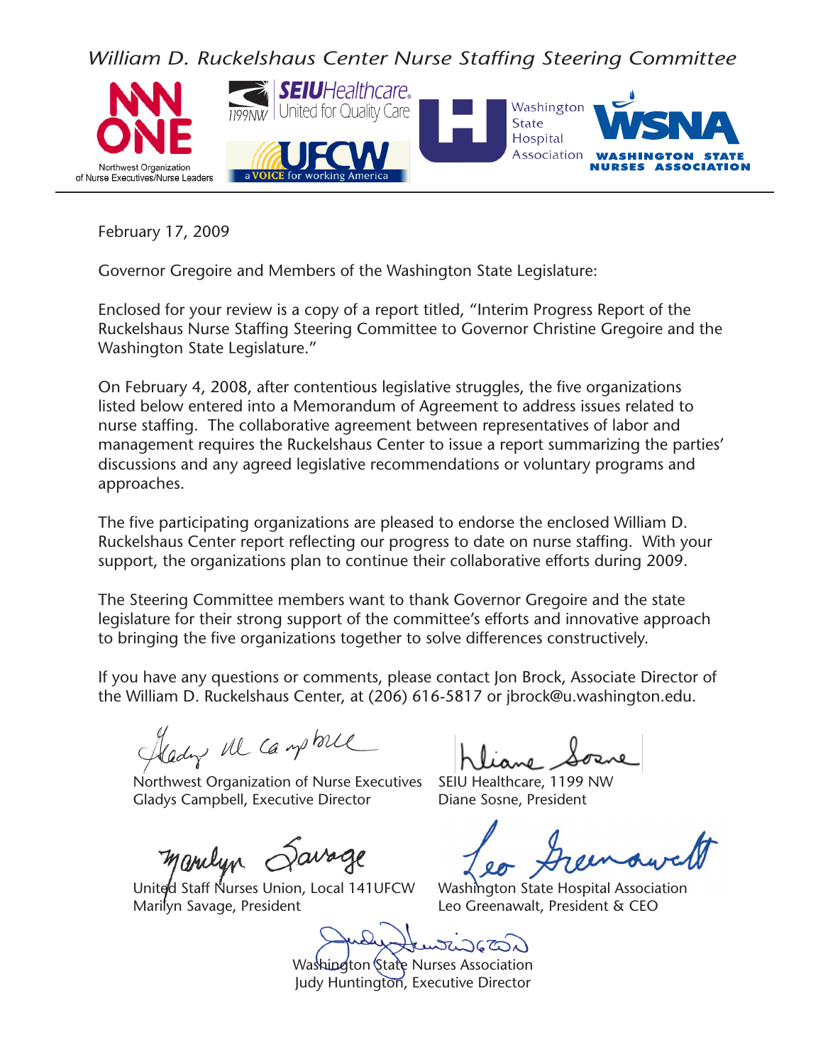*William D. Ruckelshaus Center Nurse Staffing Steering Committee*

NW ONE Northwest Organization of Nurse Executives/Nurse Leaders

1199NW SEIU Healthcare. United for Quality Care

UFCW a VOICE for working America

Washington State Hospital Association

WSNA WASHINGTON STATE NURSES ASSOCIATION

---

February 17, 2009

Governor Gregoire and Members of the Washington State Legislature:

Enclosed for your review is a copy of a report titled, "Interim Progress Report of the Ruckelshaus Nurse Staffing Steering Committee to Governor Christine Gregoire and the Washington State Legislature."

On February 4, 2008, after contentious legislative struggles, the five organizations listed below entered into a Memorandum of Agreement to address issues related to nurse staffing. The collaborative agreement between representatives of labor and management requires the Ruckelshaus Center to issue a report summarizing the parties' discussions and any agreed legislative recommendations or voluntary programs and approaches.

The five participating organizations are pleased to endorse the enclosed William D. Ruckelshaus Center report reflecting our progress to date on nurse staffing. With your support, the organizations plan to continue their collaborative efforts during 2009.

The Steering Committee members want to thank Governor Gregoire and the state legislature for their strong support of the committee's efforts and innovative approach to bringing the five organizations together to solve differences constructively.

If you have any questions or comments, please contact Jon Brock, Associate Director of the William D. Ruckelshaus Center, at (206) 616-5817 or jbrock@u.washington.edu.

Northwest Organization of Nurse Executives
Gladys Campbell, Executive Director

SEIU Healthcare, 1199 NW
Diane Sosne, President

United Staff Nurses Union, Local 141UFCW
Marilyn Savage, President

Washington State Hospital Association
Leo Greenawalt, President & CEO

Washington State Nurses Association
Judy Huntington, Executive Director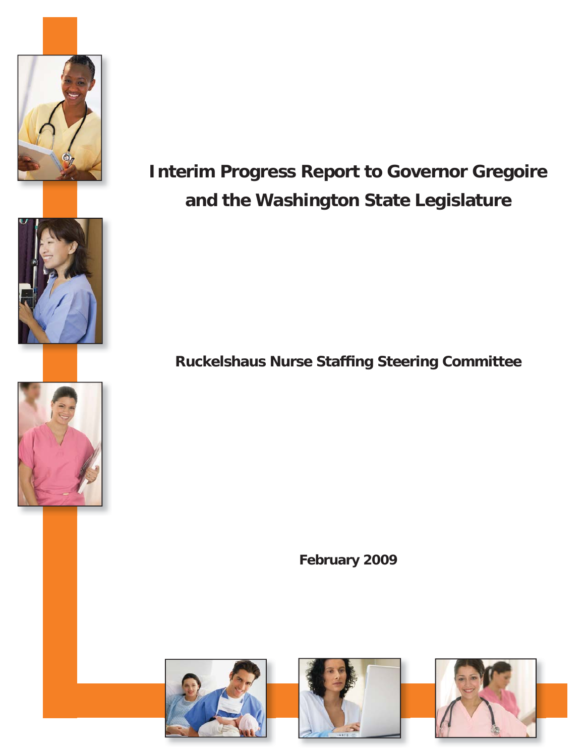# Interim Progress Report to Governor Gregoire and the Washington State Legislature

## Ruckelshaus Nurse Staffing Steering Committee

**February 2009**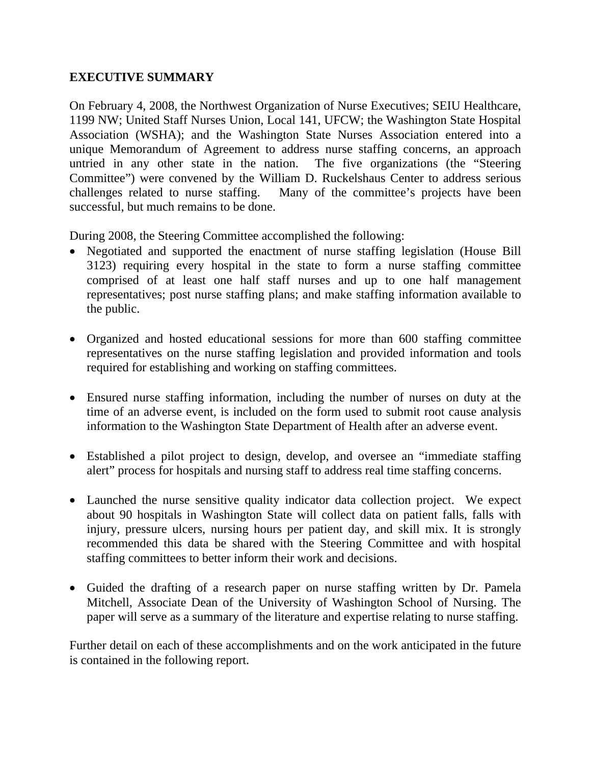**EXECUTIVE SUMMARY**

On February 4, 2008, the Northwest Organization of Nurse Executives; SEIU Healthcare, 1199 NW; United Staff Nurses Union, Local 141, UFCW; the Washington State Hospital Association (WSHA); and the Washington State Nurses Association entered into a unique Memorandum of Agreement to address nurse staffing concerns, an approach untried in any other state in the nation. The five organizations (the "Steering Committee") were convened by the William D. Ruckelshaus Center to address serious challenges related to nurse staffing. Many of the committee's projects have been successful, but much remains to be done.

During 2008, the Steering Committee accomplished the following:

- Negotiated and supported the enactment of nurse staffing legislation (House Bill 3123) requiring every hospital in the state to form a nurse staffing committee comprised of at least one half staff nurses and up to one half management representatives; post nurse staffing plans; and make staffing information available to the public.

- Organized and hosted educational sessions for more than 600 staffing committee representatives on the nurse staffing legislation and provided information and tools required for establishing and working on staffing committees.

- Ensured nurse staffing information, including the number of nurses on duty at the time of an adverse event, is included on the form used to submit root cause analysis information to the Washington State Department of Health after an adverse event.

- Established a pilot project to design, develop, and oversee an "immediate staffing alert" process for hospitals and nursing staff to address real time staffing concerns.

- Launched the nurse sensitive quality indicator data collection project. We expect about 90 hospitals in Washington State will collect data on patient falls, falls with injury, pressure ulcers, nursing hours per patient day, and skill mix. It is strongly recommended this data be shared with the Steering Committee and with hospital staffing committees to better inform their work and decisions.

- Guided the drafting of a research paper on nurse staffing written by Dr. Pamela Mitchell, Associate Dean of the University of Washington School of Nursing. The paper will serve as a summary of the literature and expertise relating to nurse staffing.

Further detail on each of these accomplishments and on the work anticipated in the future is contained in the following report.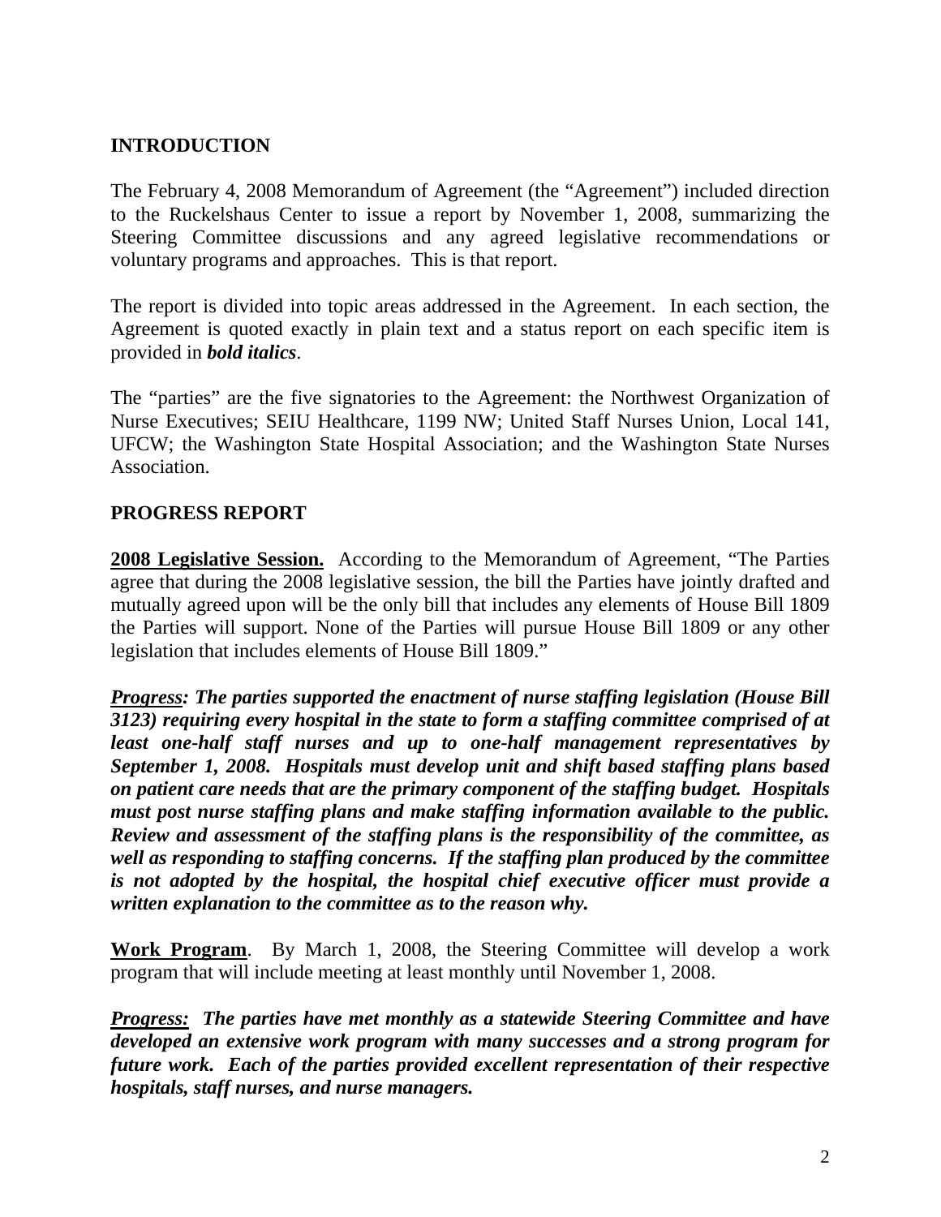## INTRODUCTION

The February 4, 2008 Memorandum of Agreement (the "Agreement") included direction to the Ruckelshaus Center to issue a report by November 1, 2008, summarizing the Steering Committee discussions and any agreed legislative recommendations or voluntary programs and approaches. This is that report.

The report is divided into topic areas addressed in the Agreement. In each section, the Agreement is quoted exactly in plain text and a status report on each specific item is provided in ***bold italics***.

The "parties" are the five signatories to the Agreement: the Northwest Organization of Nurse Executives; SEIU Healthcare, 1199 NW; United Staff Nurses Union, Local 141, UFCW; the Washington State Hospital Association; and the Washington State Nurses Association.

## PROGRESS REPORT

<u>**2008 Legislative Session.**</u> According to the Memorandum of Agreement, "The Parties agree that during the 2008 legislative session, the bill the Parties have jointly drafted and mutually agreed upon will be the only bill that includes any elements of House Bill 1809 the Parties will support. None of the Parties will pursue House Bill 1809 or any other legislation that includes elements of House Bill 1809."

***<u>Progress</u>: The parties supported the enactment of nurse staffing legislation (House Bill 3123) requiring every hospital in the state to form a staffing committee comprised of at least one-half staff nurses and up to one-half management representatives by September 1, 2008. Hospitals must develop unit and shift based staffing plans based on patient care needs that are the primary component of the staffing budget. Hospitals must post nurse staffing plans and make staffing information available to the public. Review and assessment of the staffing plans is the responsibility of the committee, as well as responding to staffing concerns. If the staffing plan produced by the committee is not adopted by the hospital, the hospital chief executive officer must provide a written explanation to the committee as to the reason why.***

<u>**Work Program**</u>. By March 1, 2008, the Steering Committee will develop a work program that will include meeting at least monthly until November 1, 2008.

***<u>Progress:</u> The parties have met monthly as a statewide Steering Committee and have developed an extensive work program with many successes and a strong program for future work. Each of the parties provided excellent representation of their respective hospitals, staff nurses, and nurse managers.***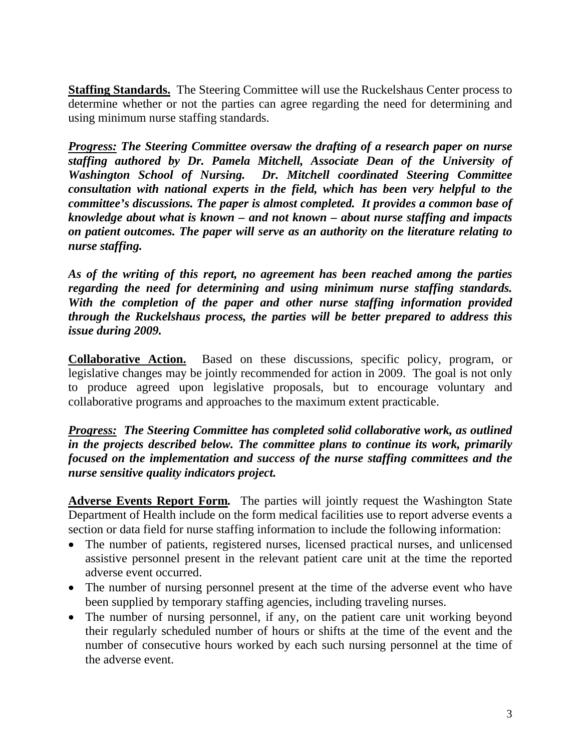**Staffing Standards.** The Steering Committee will use the Ruckelshaus Center process to determine whether or not the parties can agree regarding the need for determining and using minimum nurse staffing standards.

***Progress:*** ***The Steering Committee oversaw the drafting of a research paper on nurse staffing authored by Dr. Pamela Mitchell, Associate Dean of the University of Washington School of Nursing. Dr. Mitchell coordinated Steering Committee consultation with national experts in the field, which has been very helpful to the committee's discussions. The paper is almost completed. It provides a common base of knowledge about what is known – and not known – about nurse staffing and impacts on patient outcomes. The paper will serve as an authority on the literature relating to nurse staffing.***

***As of the writing of this report, no agreement has been reached among the parties regarding the need for determining and using minimum nurse staffing standards. With the completion of the paper and other nurse staffing information provided through the Ruckelshaus process, the parties will be better prepared to address this issue during 2009.***

**Collaborative Action.** Based on these discussions, specific policy, program, or legislative changes may be jointly recommended for action in 2009. The goal is not only to produce agreed upon legislative proposals, but to encourage voluntary and collaborative programs and approaches to the maximum extent practicable.

***Progress:*** ***The Steering Committee has completed solid collaborative work, as outlined in the projects described below. The committee plans to continue its work, primarily focused on the implementation and success of the nurse staffing committees and the nurse sensitive quality indicators project.***

**Adverse Events Report Form*.*** The parties will jointly request the Washington State Department of Health include on the form medical facilities use to report adverse events a section or data field for nurse staffing information to include the following information:

- The number of patients, registered nurses, licensed practical nurses, and unlicensed assistive personnel present in the relevant patient care unit at the time the reported adverse event occurred.
- The number of nursing personnel present at the time of the adverse event who have been supplied by temporary staffing agencies, including traveling nurses.
- The number of nursing personnel, if any, on the patient care unit working beyond their regularly scheduled number of hours or shifts at the time of the event and the number of consecutive hours worked by each such nursing personnel at the time of the adverse event.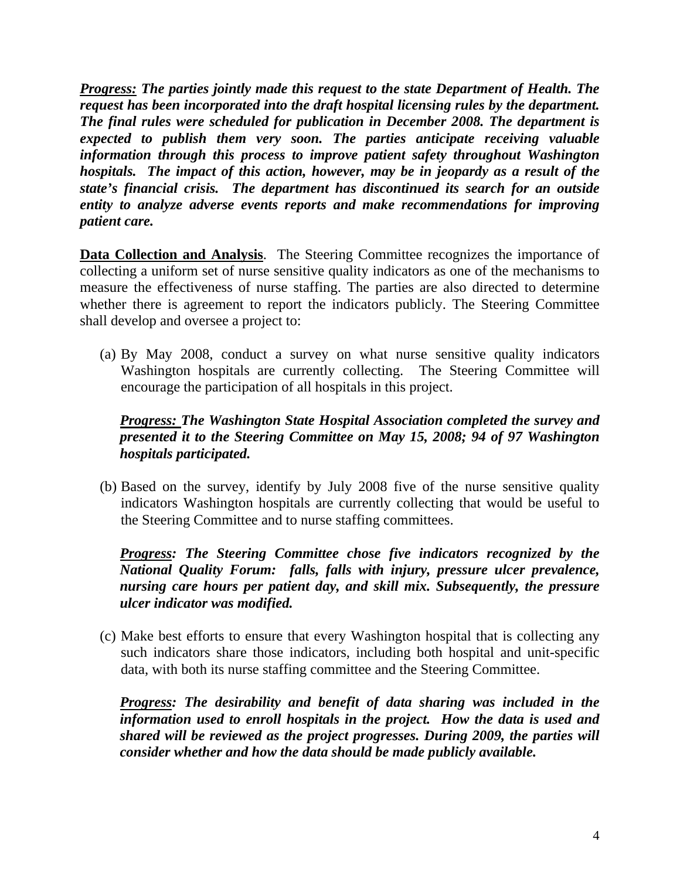***Progress:*** ***The parties jointly made this request to the state Department of Health. The request has been incorporated into the draft hospital licensing rules by the department. The final rules were scheduled for publication in December 2008. The department is expected to publish them very soon. The parties anticipate receiving valuable information through this process to improve patient safety throughout Washington hospitals. The impact of this action, however, may be in jeopardy as a result of the state's financial crisis. The department has discontinued its search for an outside entity to analyze adverse events reports and make recommendations for improving patient care.***

**Data Collection and Analysis**. The Steering Committee recognizes the importance of collecting a uniform set of nurse sensitive quality indicators as one of the mechanisms to measure the effectiveness of nurse staffing. The parties are also directed to determine whether there is agreement to report the indicators publicly. The Steering Committee shall develop and oversee a project to:

(a) By May 2008, conduct a survey on what nurse sensitive quality indicators Washington hospitals are currently collecting. The Steering Committee will encourage the participation of all hospitals in this project.

***Progress:*** ***The Washington State Hospital Association completed the survey and presented it to the Steering Committee on May 15, 2008; 94 of 97 Washington hospitals participated.***

(b) Based on the survey, identify by July 2008 five of the nurse sensitive quality indicators Washington hospitals are currently collecting that would be useful to the Steering Committee and to nurse staffing committees.

***Progress:*** ***The Steering Committee chose five indicators recognized by the National Quality Forum: falls, falls with injury, pressure ulcer prevalence, nursing care hours per patient day, and skill mix. Subsequently, the pressure ulcer indicator was modified.***

(c) Make best efforts to ensure that every Washington hospital that is collecting any such indicators share those indicators, including both hospital and unit-specific data, with both its nurse staffing committee and the Steering Committee.

***Progress:*** ***The desirability and benefit of data sharing was included in the information used to enroll hospitals in the project. How the data is used and shared will be reviewed as the project progresses. During 2009, the parties will consider whether and how the data should be made publicly available.***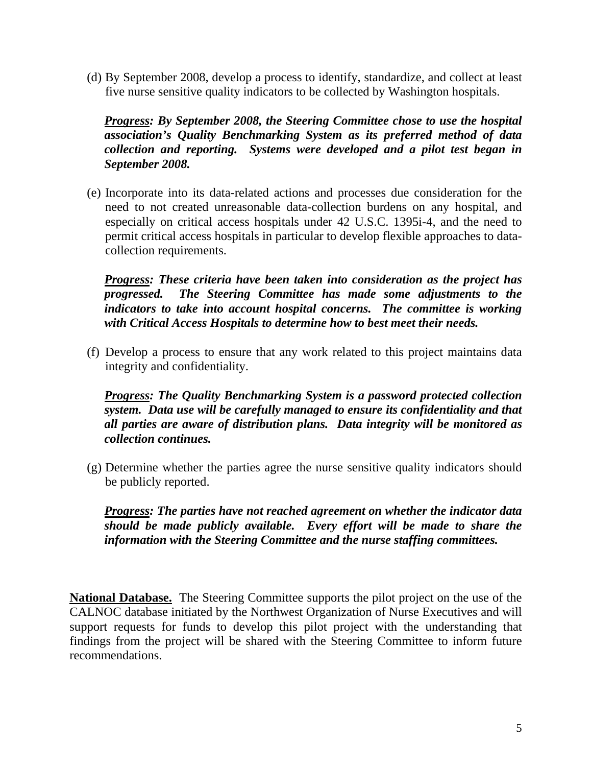(d) By September 2008, develop a process to identify, standardize, and collect at least five nurse sensitive quality indicators to be collected by Washington hospitals.

***Progress*: By September 2008, the Steering Committee chose to use the hospital association's Quality Benchmarking System as its preferred method of data collection and reporting. Systems were developed and a pilot test began in September 2008.**

(e) Incorporate into its data-related actions and processes due consideration for the need to not created unreasonable data-collection burdens on any hospital, and especially on critical access hospitals under 42 U.S.C. 1395i-4, and the need to permit critical access hospitals in particular to develop flexible approaches to data-collection requirements.

***Progress*: These criteria have been taken into consideration as the project has progressed. The Steering Committee has made some adjustments to the indicators to take into account hospital concerns. The committee is working with Critical Access Hospitals to determine how to best meet their needs.**

(f) Develop a process to ensure that any work related to this project maintains data integrity and confidentiality.

***Progress*: The Quality Benchmarking System is a password protected collection system. Data use will be carefully managed to ensure its confidentiality and that all parties are aware of distribution plans. Data integrity will be monitored as collection continues.**

(g) Determine whether the parties agree the nurse sensitive quality indicators should be publicly reported.

***Progress*: The parties have not reached agreement on whether the indicator data should be made publicly available. Every effort will be made to share the information with the Steering Committee and the nurse staffing committees.**

**National Database.** The Steering Committee supports the pilot project on the use of the CALNOC database initiated by the Northwest Organization of Nurse Executives and will support requests for funds to develop this pilot project with the understanding that findings from the project will be shared with the Steering Committee to inform future recommendations.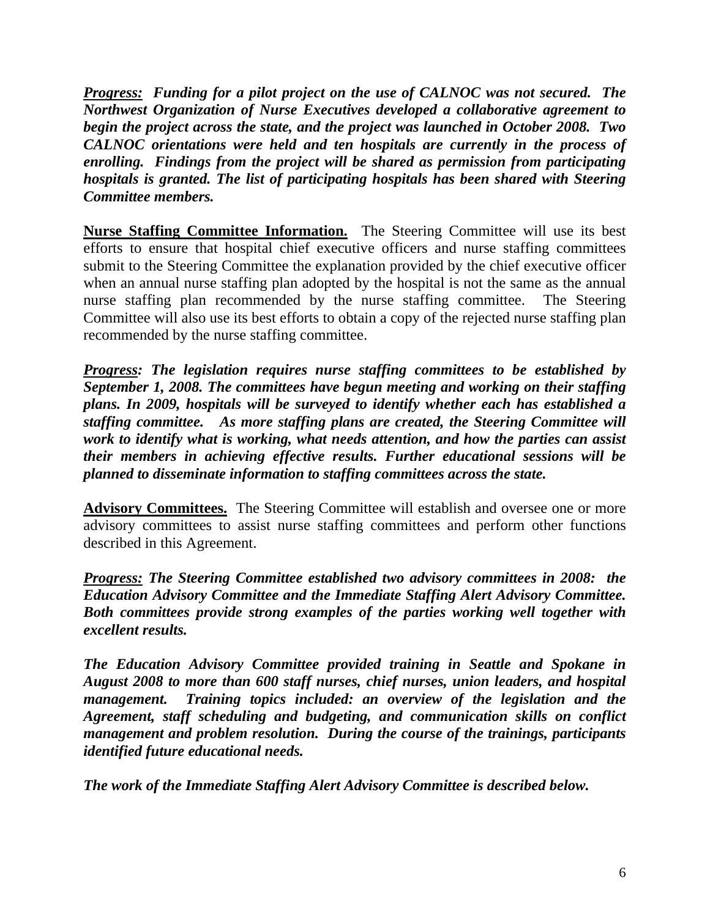***Progress:** Funding for a pilot project on the use of CALNOC was not secured. The Northwest Organization of Nurse Executives developed a collaborative agreement to begin the project across the state, and the project was launched in October 2008. Two CALNOC orientations were held and ten hospitals are currently in the process of enrolling. Findings from the project will be shared as permission from participating hospitals is granted. The list of participating hospitals has been shared with Steering Committee members.*

**Nurse Staffing Committee Information.** The Steering Committee will use its best efforts to ensure that hospital chief executive officers and nurse staffing committees submit to the Steering Committee the explanation provided by the chief executive officer when an annual nurse staffing plan adopted by the hospital is not the same as the annual nurse staffing plan recommended by the nurse staffing committee. The Steering Committee will also use its best efforts to obtain a copy of the rejected nurse staffing plan recommended by the nurse staffing committee.

***Progress:** The legislation requires nurse staffing committees to be established by September 1, 2008. The committees have begun meeting and working on their staffing plans. In 2009, hospitals will be surveyed to identify whether each has established a staffing committee. As more staffing plans are created, the Steering Committee will work to identify what is working, what needs attention, and how the parties can assist their members in achieving effective results. Further educational sessions will be planned to disseminate information to staffing committees across the state.*

**Advisory Committees.** The Steering Committee will establish and oversee one or more advisory committees to assist nurse staffing committees and perform other functions described in this Agreement.

***Progress:** The Steering Committee established two advisory committees in 2008: the Education Advisory Committee and the Immediate Staffing Alert Advisory Committee. Both committees provide strong examples of the parties working well together with excellent results.*

***The Education Advisory Committee provided training in Seattle and Spokane in August 2008 to more than 600 staff nurses, chief nurses, union leaders, and hospital management. Training topics included: an overview of the legislation and the Agreement, staff scheduling and budgeting, and communication skills on conflict management and problem resolution. During the course of the trainings, participants identified future educational needs.***

***The work of the Immediate Staffing Alert Advisory Committee is described below.***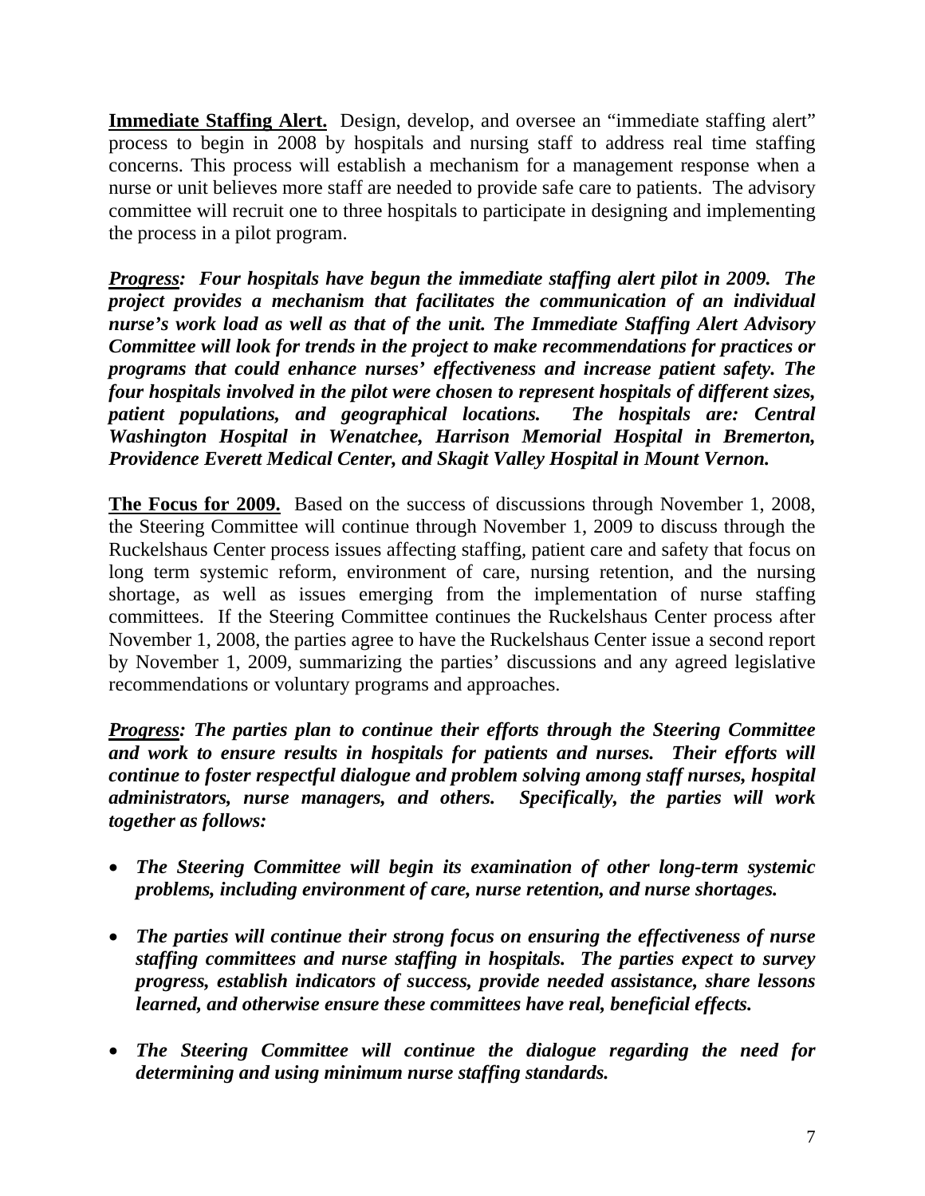**Immediate Staffing Alert.** Design, develop, and oversee an "immediate staffing alert" process to begin in 2008 by hospitals and nursing staff to address real time staffing concerns. This process will establish a mechanism for a management response when a nurse or unit believes more staff are needed to provide safe care to patients. The advisory committee will recruit one to three hospitals to participate in designing and implementing the process in a pilot program.

***Progress:* Four hospitals have begun the immediate staffing alert pilot in 2009. The project provides a mechanism that facilitates the communication of an individual nurse's work load as well as that of the unit. The Immediate Staffing Alert Advisory Committee will look for trends in the project to make recommendations for practices or programs that could enhance nurses' effectiveness and increase patient safety. The four hospitals involved in the pilot were chosen to represent hospitals of different sizes, patient populations, and geographical locations. The hospitals are: Central Washington Hospital in Wenatchee, Harrison Memorial Hospital in Bremerton, Providence Everett Medical Center, and Skagit Valley Hospital in Mount Vernon.**

**The Focus for 2009.** Based on the success of discussions through November 1, 2008, the Steering Committee will continue through November 1, 2009 to discuss through the Ruckelshaus Center process issues affecting staffing, patient care and safety that focus on long term systemic reform, environment of care, nursing retention, and the nursing shortage, as well as issues emerging from the implementation of nurse staffing committees. If the Steering Committee continues the Ruckelshaus Center process after November 1, 2008, the parties agree to have the Ruckelshaus Center issue a second report by November 1, 2009, summarizing the parties' discussions and any agreed legislative recommendations or voluntary programs and approaches.

***Progress:* The parties plan to continue their efforts through the Steering Committee and work to ensure results in hospitals for patients and nurses. Their efforts will continue to foster respectful dialogue and problem solving among staff nurses, hospital administrators, nurse managers, and others. Specifically, the parties will work together as follows:**

- ***The Steering Committee will begin its examination of other long-term systemic problems, including environment of care, nurse retention, and nurse shortages.***
- ***The parties will continue their strong focus on ensuring the effectiveness of nurse staffing committees and nurse staffing in hospitals. The parties expect to survey progress, establish indicators of success, provide needed assistance, share lessons learned, and otherwise ensure these committees have real, beneficial effects.***
- ***The Steering Committee will continue the dialogue regarding the need for determining and using minimum nurse staffing standards.***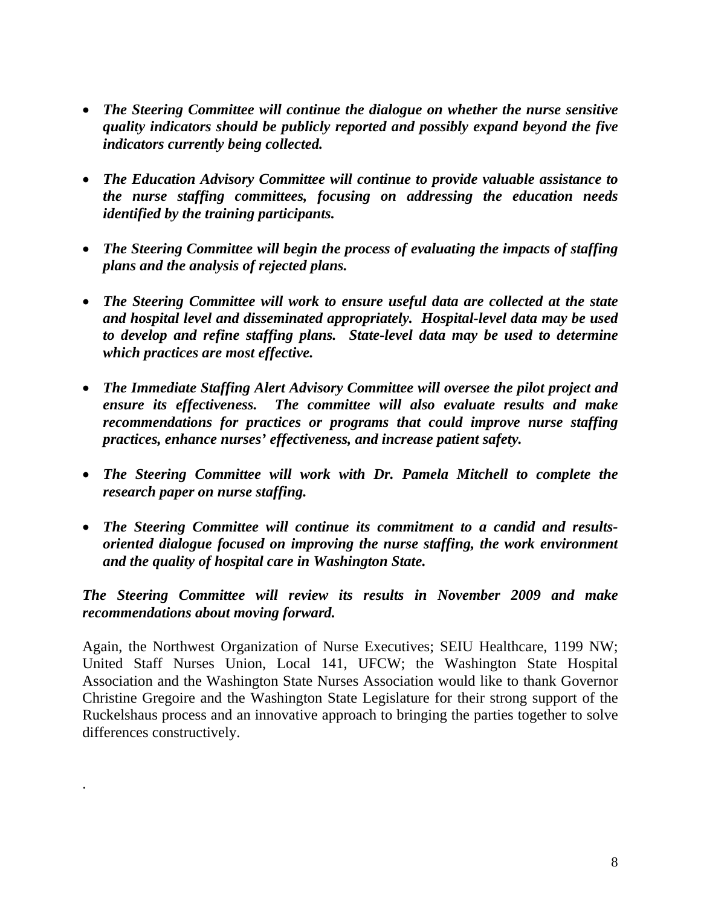- ***The Steering Committee will continue the dialogue on whether the nurse sensitive quality indicators should be publicly reported and possibly expand beyond the five indicators currently being collected.***

- ***The Education Advisory Committee will continue to provide valuable assistance to the nurse staffing committees, focusing on addressing the education needs identified by the training participants.***

- ***The Steering Committee will begin the process of evaluating the impacts of staffing plans and the analysis of rejected plans.***

- ***The Steering Committee will work to ensure useful data are collected at the state and hospital level and disseminated appropriately. Hospital-level data may be used to develop and refine staffing plans. State-level data may be used to determine which practices are most effective.***

- ***The Immediate Staffing Alert Advisory Committee will oversee the pilot project and ensure its effectiveness. The committee will also evaluate results and make recommendations for practices or programs that could improve nurse staffing practices, enhance nurses' effectiveness, and increase patient safety.***

- ***The Steering Committee will work with Dr. Pamela Mitchell to complete the research paper on nurse staffing.***

- ***The Steering Committee will continue its commitment to a candid and results-oriented dialogue focused on improving the nurse staffing, the work environment and the quality of hospital care in Washington State.***

***The Steering Committee will review its results in November 2009 and make recommendations about moving forward.***

Again, the Northwest Organization of Nurse Executives; SEIU Healthcare, 1199 NW; United Staff Nurses Union, Local 141, UFCW; the Washington State Hospital Association and the Washington State Nurses Association would like to thank Governor Christine Gregoire and the Washington State Legislature for their strong support of the Ruckelshaus process and an innovative approach to bringing the parties together to solve differences constructively.